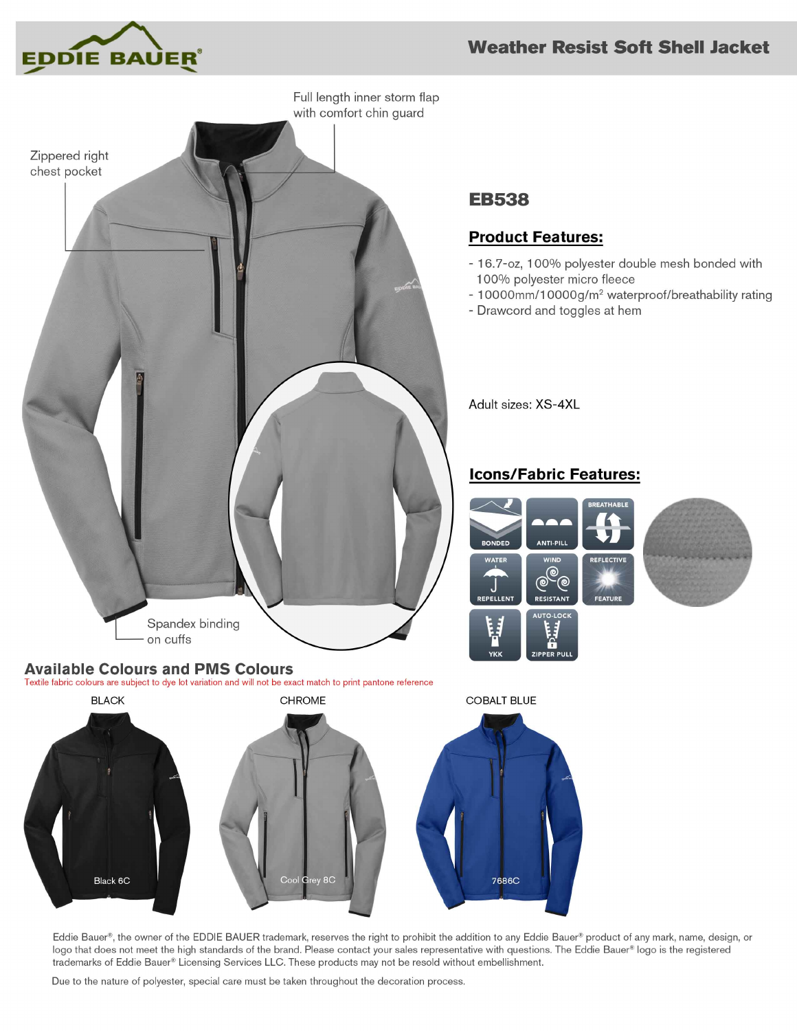# EDDIE BAUER®

## Weather Resist Soft Shell Jacket

Full length inner storm flap with comfort chin guard

Zippered right chest pocket

Spandex binding on cuffs

## EB538

### Product Features:

- 16.7-oz, 100% polyester double mesh bonded with 100% polyester micro fleece
- 10000mm/10000g/m$^2$ waterproof/breathability rating
- Drawcord and toggles at hem

Adult sizes: XS-4XL

### Icons/Fabric Features:

BONDED

ANTI-PILL

BREATHABLE

WATER REPELLENT

WIND RESISTANT

REFLECTIVE FEATURE

YKK

AUTO-LOCK ZIPPER PULL

## Available Colours and PMS Colours

Textile fabric colours are subject to dye lot variation and will not be exact match to print pantone reference

| BLACK | CHROME | COBALT BLUE |
|---|---|---|
| Black 6C | Cool Grey 8C | 7686C |

Eddie Bauer®, the owner of the EDDIE BAUER trademark, reserves the right to prohibit the addition to any Eddie Bauer® product of any mark, name, design, or logo that does not meet the high standards of the brand. Please contact your sales representative with questions. The Eddie Bauer® logo is the registered trademarks of Eddie Bauer® Licensing Services LLC. These products may not be resold without embellishment.

Due to the nature of polyester, special care must be taken throughout the decoration process.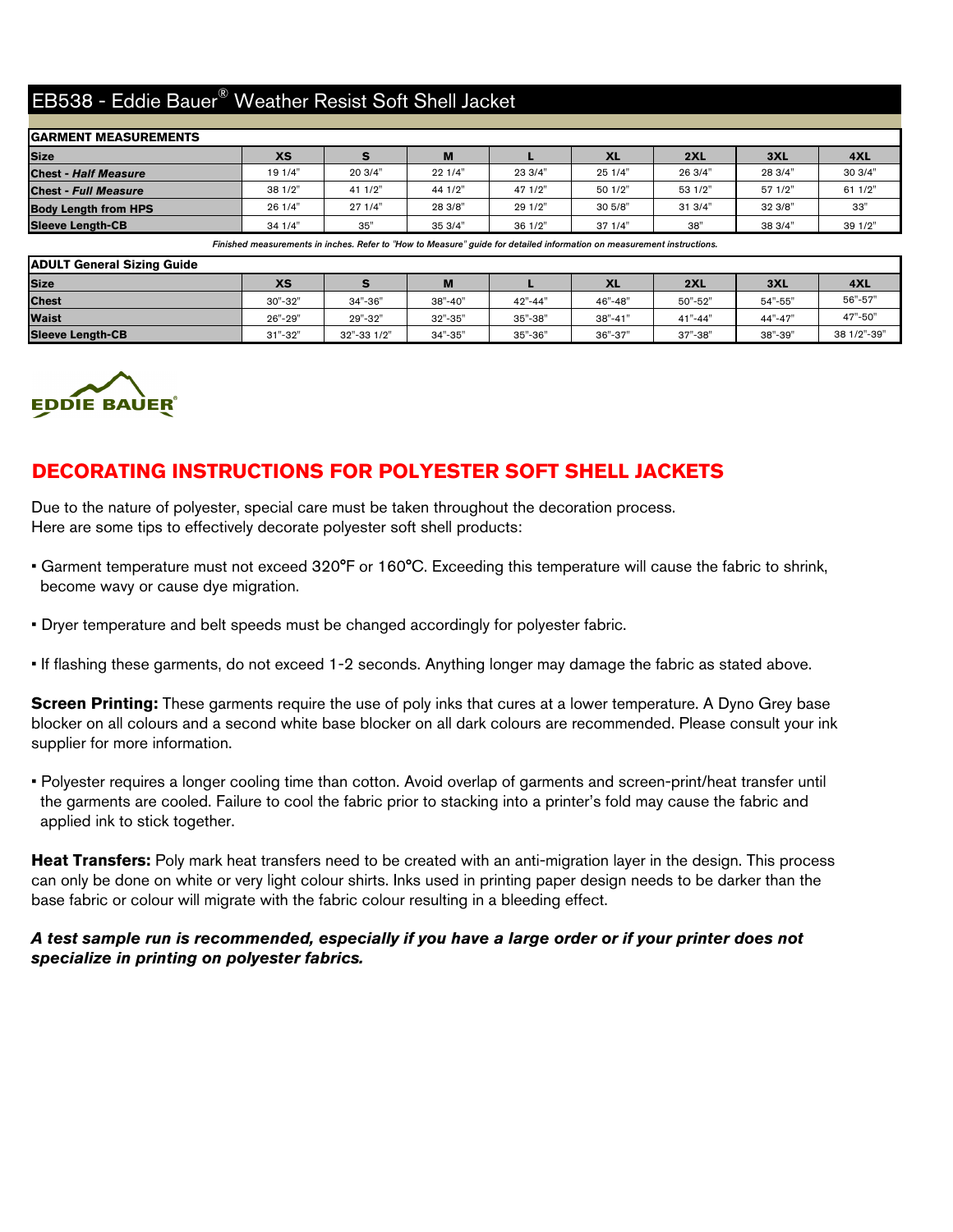# EB538 - Eddie Bauer® Weather Resist Soft Shell Jacket

| GARMENT MEASUREMENTS | | | | | | | | |
|---|---|---|---|---|---|---|---|---|
| **Size** | **XS** | **S** | **M** | **L** | **XL** | **2XL** | **3XL** | **4XL** |
| **Chest - *Half Measure*** | 19 1/4" | 20 3/4" | 22 1/4" | 23 3/4" | 25 1/4" | 26 3/4" | 28 3/4" | 30 3/4" |
| **Chest - *Full Measure*** | 38 1/2" | 41 1/2" | 44 1/2" | 47 1/2" | 50 1/2" | 53 1/2" | 57 1/2" | 61 1/2" |
| **Body Length from HPS** | 26 1/4" | 27 1/4" | 28 3/8" | 29 1/2" | 30 5/8" | 31 3/4" | 32 3/8" | 33" |
| **Sleeve Length-CB** | 34 1/4" | 35" | 35 3/4" | 36 1/2" | 37 1/4" | 38" | 38 3/4" | 39 1/2" |

*Finished measurements in inches. Refer to "How to Measure" guide for detailed information on measurement instructions.*

| ADULT General Sizing Guide | | | | | | | | |
|---|---|---|---|---|---|---|---|---|
| **Size** | **XS** | **S** | **M** | **L** | **XL** | **2XL** | **3XL** | **4XL** |
| **Chest** | 30"-32" | 34"-36" | 38"-40" | 42"-44" | 46"-48" | 50"-52" | 54"-55" | 56"-57" |
| **Waist** | 26"-29" | 29"-32" | 32"-35" | 35"-38" | 38"-41" | 41"-44" | 44"-47" | 47"-50" |
| **Sleeve Length-CB** | 31"-32" | 32"-33 1/2" | 34"-35" | 35"-36" | 36"-37" | 37"-38" | 38"-39" | 38 1/2"-39" |

EDDIE BAUER®

## DECORATING INSTRUCTIONS FOR POLYESTER SOFT SHELL JACKETS

Due to the nature of polyester, special care must be taken throughout the decoration process.
Here are some tips to effectively decorate polyester soft shell products:

- Garment temperature must not exceed 320°F or 160°C. Exceeding this temperature will cause the fabric to shrink, become wavy or cause dye migration.
- Dryer temperature and belt speeds must be changed accordingly for polyester fabric.
- If flashing these garments, do not exceed 1-2 seconds. Anything longer may damage the fabric as stated above.

**Screen Printing:** These garments require the use of poly inks that cures at a lower temperature. A Dyno Grey base blocker on all colours and a second white base blocker on all dark colours are recommended. Please consult your ink supplier for more information.

- Polyester requires a longer cooling time than cotton. Avoid overlap of garments and screen-print/heat transfer until the garments are cooled. Failure to cool the fabric prior to stacking into a printer's fold may cause the fabric and applied ink to stick together.

**Heat Transfers:** Poly mark heat transfers need to be created with an anti-migration layer in the design. This process can only be done on white or very light colour shirts. Inks used in printing paper design needs to be darker than the base fabric or colour will migrate with the fabric colour resulting in a bleeding effect.

***A test sample run is recommended, especially if you have a large order or if your printer does not specialize in printing on polyester fabrics.***